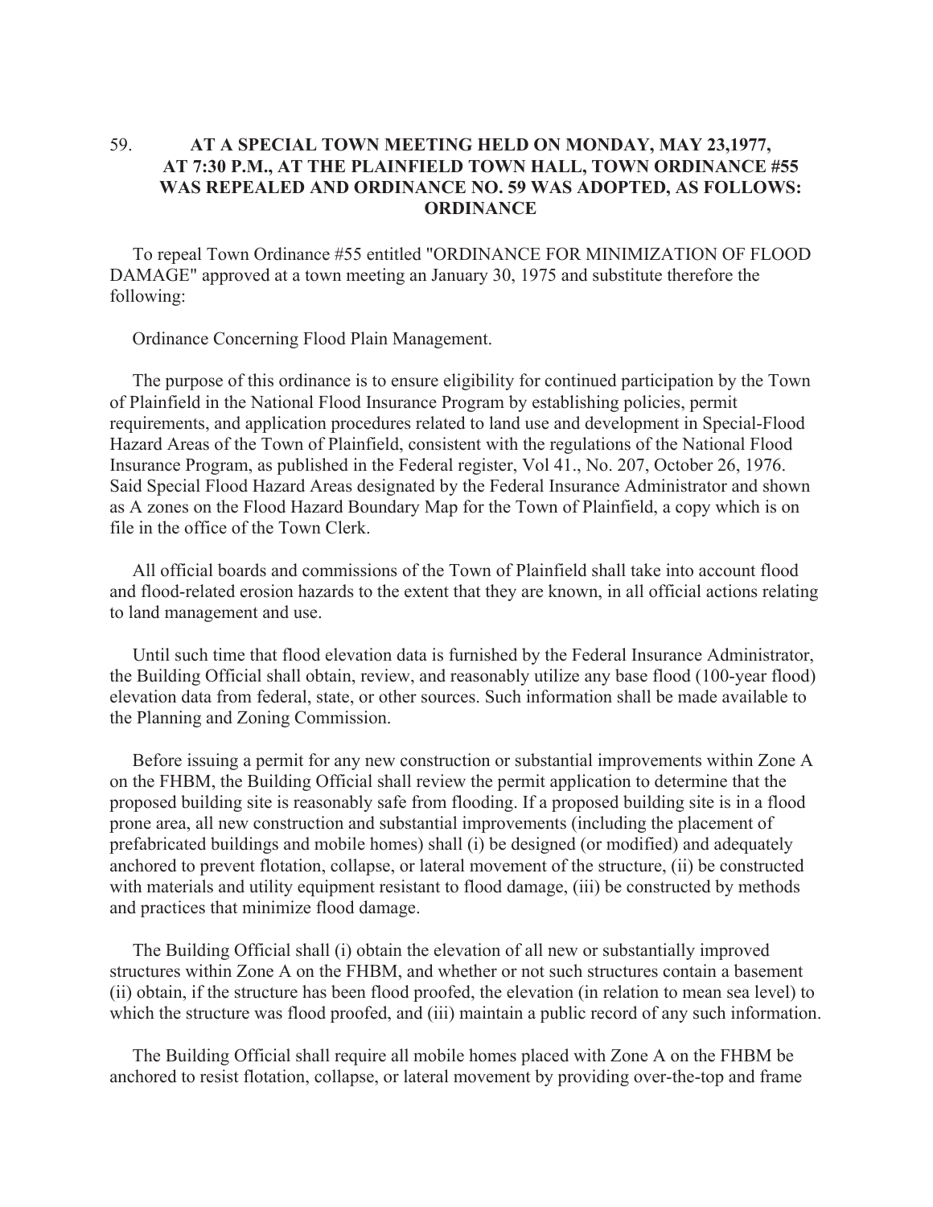59. **AT A SPECIAL TOWN MEETING HELD ON MONDAY, MAY 23,1977, AT 7:30 P.M., AT THE PLAINFIELD TOWN HALL, TOWN ORDINANCE #55 WAS REPEALED AND ORDINANCE NO. 59 WAS ADOPTED, AS FOLLOWS:**

**ORDINANCE**

To repeal Town Ordinance #55 entitled "ORDINANCE FOR MINIMIZATION OF FLOOD DAMAGE" approved at a town meeting an January 30, 1975 and substitute therefore the following:

Ordinance Concerning Flood Plain Management.

The purpose of this ordinance is to ensure eligibility for continued participation by the Town of Plainfield in the National Flood Insurance Program by establishing policies, permit requirements, and application procedures related to land use and development in Special-Flood Hazard Areas of the Town of Plainfield, consistent with the regulations of the National Flood Insurance Program, as published in the Federal register, Vol 41., No. 207, October 26, 1976. Said Special Flood Hazard Areas designated by the Federal Insurance Administrator and shown as A zones on the Flood Hazard Boundary Map for the Town of Plainfield, a copy which is on file in the office of the Town Clerk.

All official boards and commissions of the Town of Plainfield shall take into account flood and flood-related erosion hazards to the extent that they are known, in all official actions relating to land management and use.

Until such time that flood elevation data is furnished by the Federal Insurance Administrator, the Building Official shall obtain, review, and reasonably utilize any base flood (100-year flood) elevation data from federal, state, or other sources. Such information shall be made available to the Planning and Zoning Commission.

Before issuing a permit for any new construction or substantial improvements within Zone A on the FHBM, the Building Official shall review the permit application to determine that the proposed building site is reasonably safe from flooding. If a proposed building site is in a flood prone area, all new construction and substantial improvements (including the placement of prefabricated buildings and mobile homes) shall (i) be designed (or modified) and adequately anchored to prevent flotation, collapse, or lateral movement of the structure, (ii) be constructed with materials and utility equipment resistant to flood damage, (iii) be constructed by methods and practices that minimize flood damage.

The Building Official shall (i) obtain the elevation of all new or substantially improved structures within Zone A on the FHBM, and whether or not such structures contain a basement (ii) obtain, if the structure has been flood proofed, the elevation (in relation to mean sea level) to which the structure was flood proofed, and (iii) maintain a public record of any such information.

The Building Official shall require all mobile homes placed with Zone A on the FHBM be anchored to resist flotation, collapse, or lateral movement by providing over-the-top and frame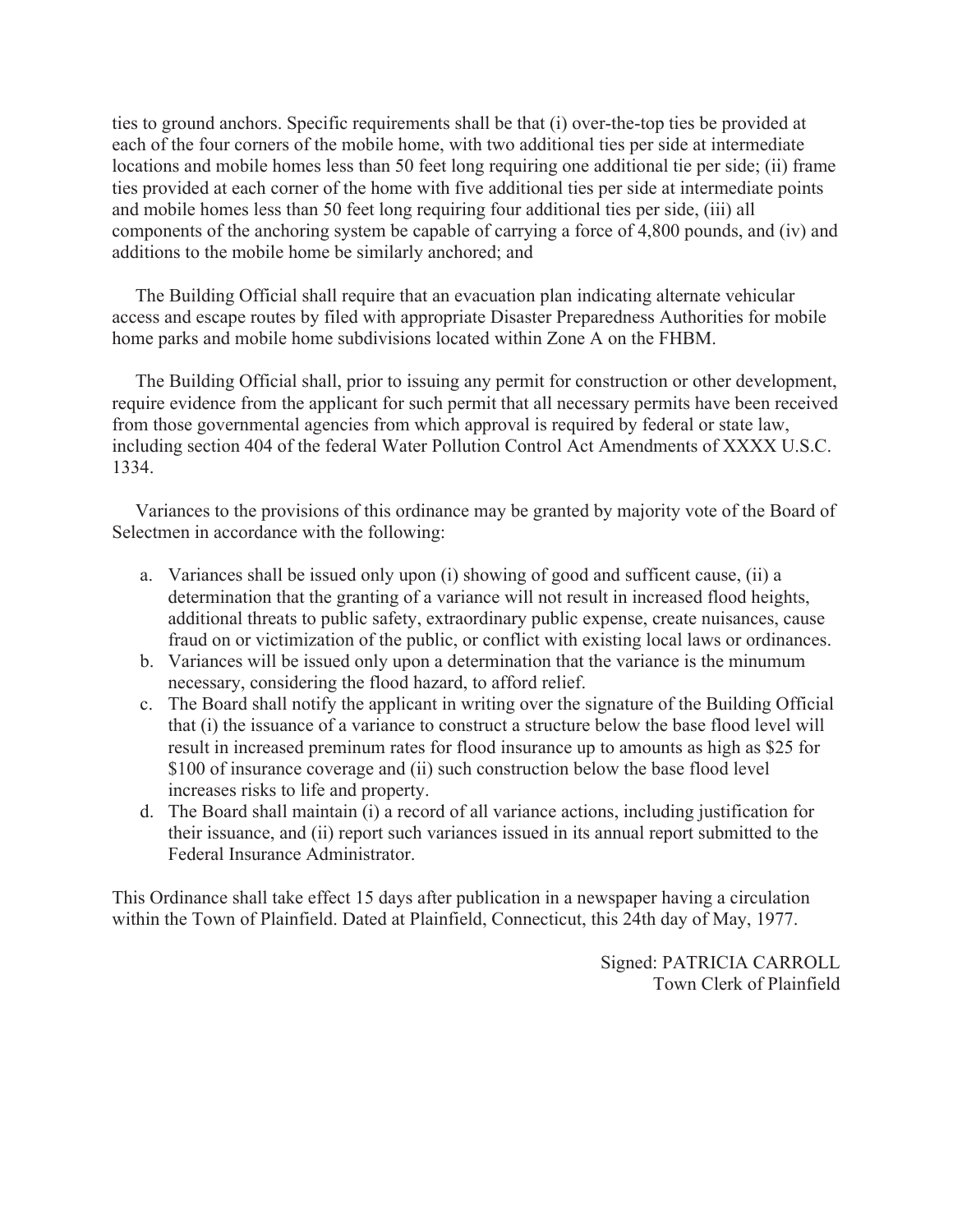ties to ground anchors. Specific requirements shall be that (i) over-the-top ties be provided at each of the four corners of the mobile home, with two additional ties per side at intermediate locations and mobile homes less than 50 feet long requiring one additional tie per side; (ii) frame ties provided at each corner of the home with five additional ties per side at intermediate points and mobile homes less than 50 feet long requiring four additional ties per side, (iii) all components of the anchoring system be capable of carrying a force of 4,800 pounds, and (iv) and additions to the mobile home be similarly anchored; and

The Building Official shall require that an evacuation plan indicating alternate vehicular access and escape routes by filed with appropriate Disaster Preparedness Authorities for mobile home parks and mobile home subdivisions located within Zone A on the FHBM.

The Building Official shall, prior to issuing any permit for construction or other development, require evidence from the applicant for such permit that all necessary permits have been received from those governmental agencies from which approval is required by federal or state law, including section 404 of the federal Water Pollution Control Act Amendments of XXXX U.S.C. 1334.

Variances to the provisions of this ordinance may be granted by majority vote of the Board of Selectmen in accordance with the following:

a. Variances shall be issued only upon (i) showing of good and sufficent cause, (ii) a determination that the granting of a variance will not result in increased flood heights, additional threats to public safety, extraordinary public expense, create nuisances, cause fraud on or victimization of the public, or conflict with existing local laws or ordinances.
b. Variances will be issued only upon a determination that the variance is the minumum necessary, considering the flood hazard, to afford relief.
c. The Board shall notify the applicant in writing over the signature of the Building Official that (i) the issuance of a variance to construct a structure below the base flood level will result in increased preminum rates for flood insurance up to amounts as high as $25 for $100 of insurance coverage and (ii) such construction below the base flood level increases risks to life and property.
d. The Board shall maintain (i) a record of all variance actions, including justification for their issuance, and (ii) report such variances issued in its annual report submitted to the Federal Insurance Administrator.

This Ordinance shall take effect 15 days after publication in a newspaper having a circulation within the Town of Plainfield. Dated at Plainfield, Connecticut, this 24th day of May, 1977.

Signed: PATRICIA CARROLL
Town Clerk of Plainfield